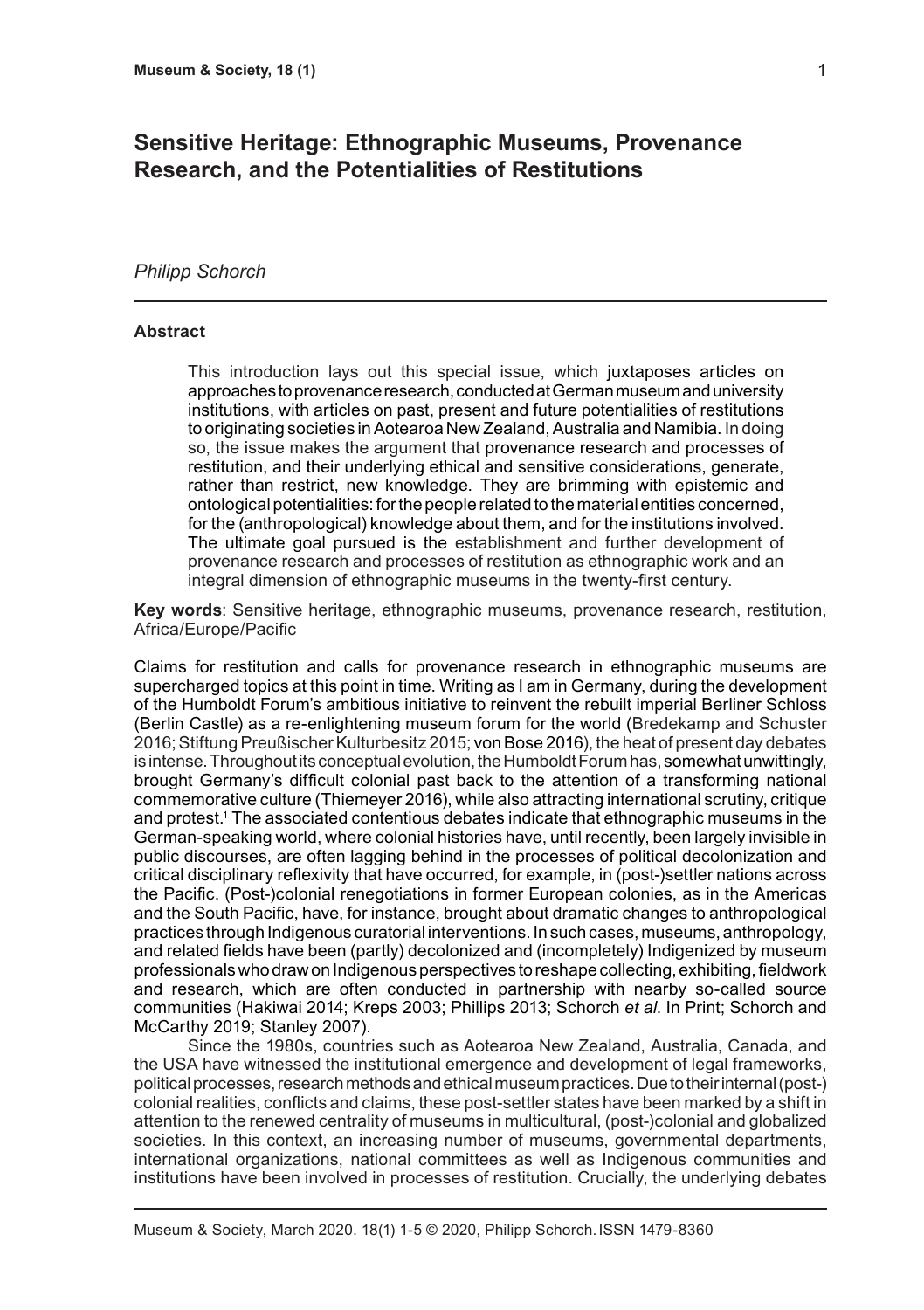# Sensitive Heritage: Ethnographic Museums, Provenance Research, and the Potentialities of Restitutions

*Philipp Schorch*

## Abstract

This introduction lays out this special issue, which juxtaposes articles on approaches to provenance research, conducted at German museum and university institutions, with articles on past, present and future potentialities of restitutions to originating societies in Aotearoa New Zealand, Australia and Namibia. In doing so, the issue makes the argument that provenance research and processes of restitution, and their underlying ethical and sensitive considerations, generate, rather than restrict, new knowledge. They are brimming with epistemic and ontological potentialities: for the people related to the material entities concerned, for the (anthropological) knowledge about them, and for the institutions involved. The ultimate goal pursued is the establishment and further development of provenance research and processes of restitution as ethnographic work and an integral dimension of ethnographic museums in the twenty-first century.

**Key words**: Sensitive heritage, ethnographic museums, provenance research, restitution, Africa/Europe/Pacific

Claims for restitution and calls for provenance research in ethnographic museums are supercharged topics at this point in time. Writing as I am in Germany, during the development of the Humboldt Forum's ambitious initiative to reinvent the rebuilt imperial Berliner Schloss (Berlin Castle) as a re-enlightening museum forum for the world (Bredekamp and Schuster 2016; Stiftung Preußischer Kulturbesitz 2015; von Bose 2016), the heat of present day debates is intense. Throughout its conceptual evolution, the Humboldt Forum has, somewhat unwittingly, brought Germany's difficult colonial past back to the attention of a transforming national commemorative culture (Thiemeyer 2016), while also attracting international scrutiny, critique and protest.[1] The associated contentious debates indicate that ethnographic museums in the German-speaking world, where colonial histories have, until recently, been largely invisible in public discourses, are often lagging behind in the processes of political decolonization and critical disciplinary reflexivity that have occurred, for example, in (post-)settler nations across the Pacific. (Post-)colonial renegotiations in former European colonies, as in the Americas and the South Pacific, have, for instance, brought about dramatic changes to anthropological practices through Indigenous curatorial interventions. In such cases, museums, anthropology, and related fields have been (partly) decolonized and (incompletely) Indigenized by museum professionals who draw on Indigenous perspectives to reshape collecting, exhibiting, fieldwork and research, which are often conducted in partnership with nearby so-called source communities (Hakiwai 2014; Kreps 2003; Phillips 2013; Schorch *et al.* In Print; Schorch and McCarthy 2019; Stanley 2007).

Since the 1980s, countries such as Aotearoa New Zealand, Australia, Canada, and the USA have witnessed the institutional emergence and development of legal frameworks, political processes, research methods and ethical museum practices. Due to their internal (post-)colonial realities, conflicts and claims, these post-settler states have been marked by a shift in attention to the renewed centrality of museums in multicultural, (post-)colonial and globalized societies. In this context, an increasing number of museums, governmental departments, international organizations, national committees as well as Indigenous communities and institutions have been involved in processes of restitution. Crucially, the underlying debates

Museum & Society, March 2020. 18(1) 1-5 © 2020, Philipp Schorch. ISSN 1479-8360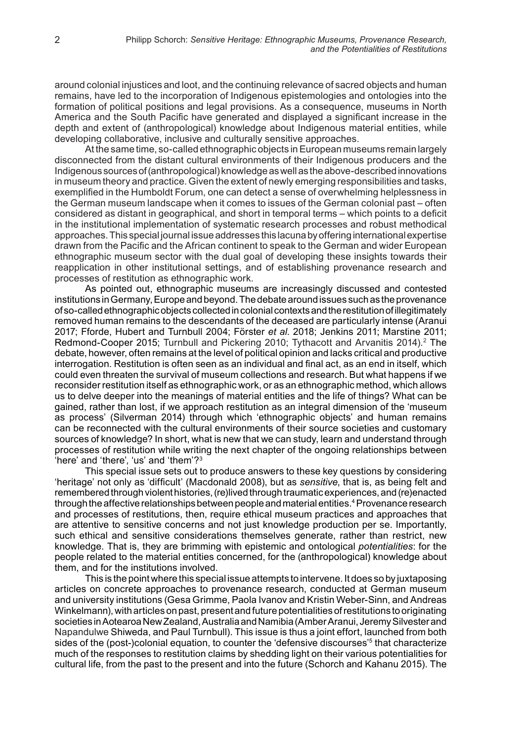around colonial injustices and loot, and the continuing relevance of sacred objects and human remains, have led to the incorporation of Indigenous epistemologies and ontologies into the formation of political positions and legal provisions. As a consequence, museums in North America and the South Pacific have generated and displayed a significant increase in the depth and extent of (anthropological) knowledge about Indigenous material entities, while developing collaborative, inclusive and culturally sensitive approaches.

At the same time, so-called ethnographic objects in European museums remain largely disconnected from the distant cultural environments of their Indigenous producers and the Indigenous sources of (anthropological) knowledge as well as the above-described innovations in museum theory and practice. Given the extent of newly emerging responsibilities and tasks, exemplified in the Humboldt Forum, one can detect a sense of overwhelming helplessness in the German museum landscape when it comes to issues of the German colonial past – often considered as distant in geographical, and short in temporal terms – which points to a deficit in the institutional implementation of systematic research processes and robust methodical approaches. This special journal issue addresses this lacuna by offering international expertise drawn from the Pacific and the African continent to speak to the German and wider European ethnographic museum sector with the dual goal of developing these insights towards their reapplication in other institutional settings, and of establishing provenance research and processes of restitution as ethnographic work.

As pointed out, ethnographic museums are increasingly discussed and contested institutions in Germany, Europe and beyond. The debate around issues such as the provenance of so-called ethnographic objects collected in colonial contexts and the restitution of illegitimately removed human remains to the descendants of the deceased are particularly intense (Aranui 2017; Fforde, Hubert and Turnbull 2004; Förster *et al*. 2018; Jenkins 2011; Marstine 2011; Redmond-Cooper 2015; Turnbull and Pickering 2010; Tythacott and Arvanitis 2014).[2] The debate, however, often remains at the level of political opinion and lacks critical and productive interrogation. Restitution is often seen as an individual and final act, as an end in itself, which could even threaten the survival of museum collections and research. But what happens if we reconsider restitution itself as ethnographic work, or as an ethnographic method, which allows us to delve deeper into the meanings of material entities and the life of things? What can be gained, rather than lost, if we approach restitution as an integral dimension of the 'museum as process' (Silverman 2014) through which 'ethnographic objects' and human remains can be reconnected with the cultural environments of their source societies and customary sources of knowledge? In short, what is new that we can study, learn and understand through processes of restitution while writing the next chapter of the ongoing relationships between 'here' and 'there', 'us' and 'them'?[3]

This special issue sets out to produce answers to these key questions by considering 'heritage' not only as 'difficult' (Macdonald 2008), but as *sensitive*, that is, as being felt and remembered through violent histories, (re)lived through traumatic experiences, and (re)enacted through the affective relationships between people and material entities.[4] Provenance research and processes of restitutions, then, require ethical museum practices and approaches that are attentive to sensitive concerns and not just knowledge production per se. Importantly, such ethical and sensitive considerations themselves generate, rather than restrict, new knowledge. That is, they are brimming with epistemic and ontological *potentialities*: for the people related to the material entities concerned, for the (anthropological) knowledge about them, and for the institutions involved.

This is the point where this special issue attempts to intervene. It does so by juxtaposing articles on concrete approaches to provenance research, conducted at German museum and university institutions (Gesa Grimme, Paola Ivanov and Kristin Weber-Sinn, and Andreas Winkelmann), with articles on past, present and future potentialities of restitutions to originating societies in Aotearoa New Zealand, Australia and Namibia (Amber Aranui, Jeremy Silvester and Napandulwe Shiweda, and Paul Turnbull). This issue is thus a joint effort, launched from both sides of the (post-)colonial equation, to counter the 'defensive discourses'[5] that characterize much of the responses to restitution claims by shedding light on their various potentialities for cultural life, from the past to the present and into the future (Schorch and Kahanu 2015). The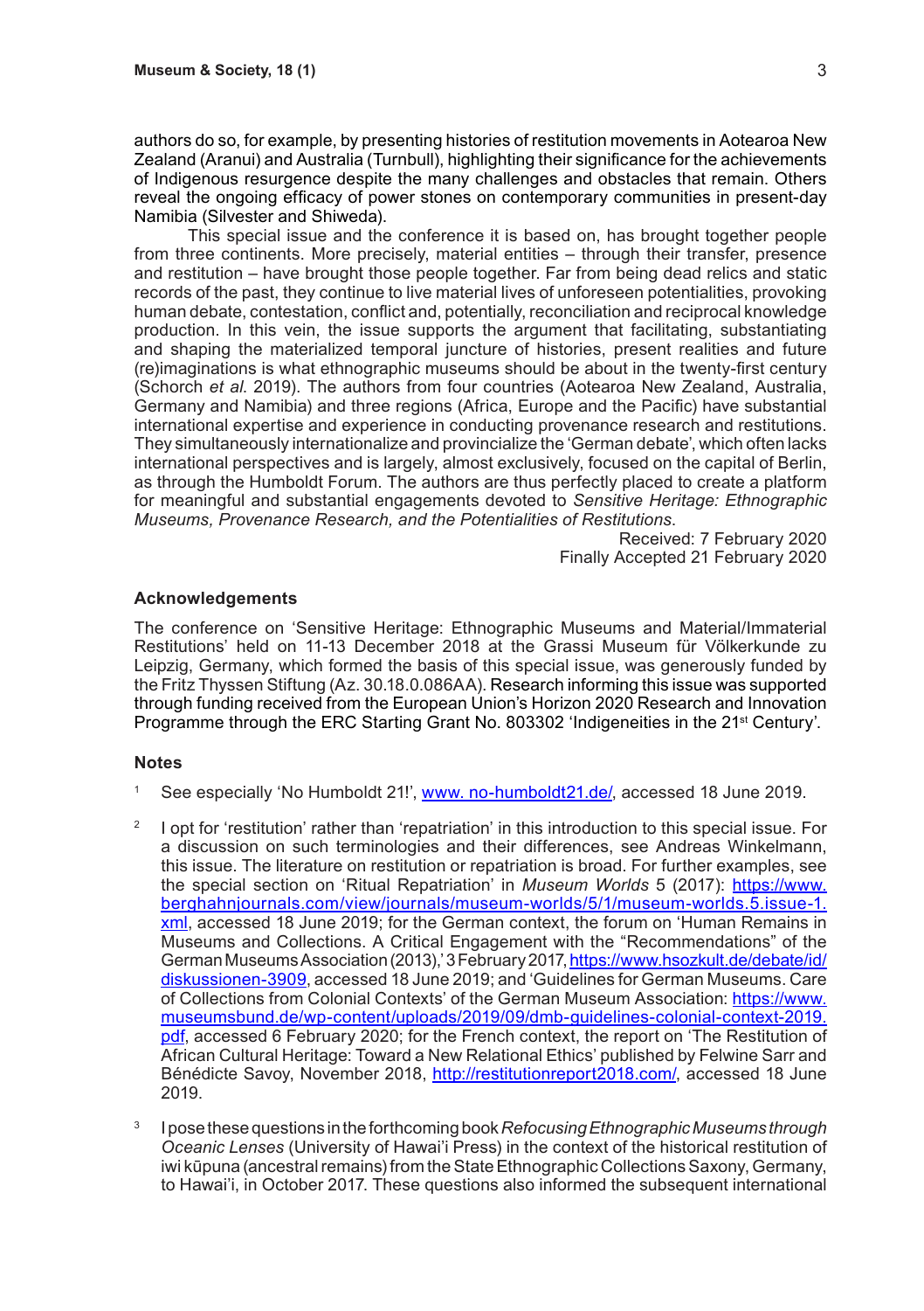authors do so, for example, by presenting histories of restitution movements in Aotearoa New Zealand (Aranui) and Australia (Turnbull), highlighting their significance for the achievements of Indigenous resurgence despite the many challenges and obstacles that remain. Others reveal the ongoing efficacy of power stones on contemporary communities in present-day Namibia (Silvester and Shiweda).

This special issue and the conference it is based on, has brought together people from three continents. More precisely, material entities – through their transfer, presence and restitution – have brought those people together. Far from being dead relics and static records of the past, they continue to live material lives of unforeseen potentialities, provoking human debate, contestation, conflict and, potentially, reconciliation and reciprocal knowledge production. In this vein, the issue supports the argument that facilitating, substantiating and shaping the materialized temporal juncture of histories, present realities and future (re)imaginations is what ethnographic museums should be about in the twenty-first century (Schorch *et al.* 2019). The authors from four countries (Aotearoa New Zealand, Australia, Germany and Namibia) and three regions (Africa, Europe and the Pacific) have substantial international expertise and experience in conducting provenance research and restitutions. They simultaneously internationalize and provincialize the 'German debate', which often lacks international perspectives and is largely, almost exclusively, focused on the capital of Berlin, as through the Humboldt Forum. The authors are thus perfectly placed to create a platform for meaningful and substantial engagements devoted to *Sensitive Heritage: Ethnographic Museums, Provenance Research, and the Potentialities of Restitutions*.

Received: 7 February 2020
Finally Accepted 21 February 2020

## Acknowledgements

The conference on 'Sensitive Heritage: Ethnographic Museums and Material/Immaterial Restitutions' held on 11-13 December 2018 at the Grassi Museum für Völkerkunde zu Leipzig, Germany, which formed the basis of this special issue, was generously funded by the Fritz Thyssen Stiftung (Az. 30.18.0.086AA). Research informing this issue was supported through funding received from the European Union's Horizon 2020 Research and Innovation Programme through the ERC Starting Grant No. 803302 'Indigeneities in the 21st Century'.

## Notes

1. See especially 'No Humboldt 21!', www. no-humboldt21.de/, accessed 18 June 2019.

2. I opt for 'restitution' rather than 'repatriation' in this introduction to this special issue. For a discussion on such terminologies and their differences, see Andreas Winkelmann, this issue. The literature on restitution or repatriation is broad. For further examples, see the special section on 'Ritual Repatriation' in *Museum Worlds* 5 (2017): https://www.berghahnjournals.com/view/journals/museum-worlds/5/1/museum-worlds.5.issue-1.xml, accessed 18 June 2019; for the German context, the forum on 'Human Remains in Museums and Collections. A Critical Engagement with the "Recommendations" of the German Museums Association (2013),' 3 February 2017, https://www.hsozkult.de/debate/id/diskussionen-3909, accessed 18 June 2019; and 'Guidelines for German Museums. Care of Collections from Colonial Contexts' of the German Museum Association: https://www.museumsbund.de/wp-content/uploads/2019/09/dmb-guidelines-colonial-context-2019.pdf, accessed 6 February 2020; for the French context, the report on 'The Restitution of African Cultural Heritage: Toward a New Relational Ethics' published by Felwine Sarr and Bénédicte Savoy, November 2018, http://restitutionreport2018.com/, accessed 18 June 2019.

3. I pose these questions in the forthcoming book *Refocusing Ethnographic Museums through Oceanic Lenses* (University of Hawai'i Press) in the context of the historical restitution of iwi kūpuna (ancestral remains) from the State Ethnographic Collections Saxony, Germany, to Hawai'i, in October 2017. These questions also informed the subsequent international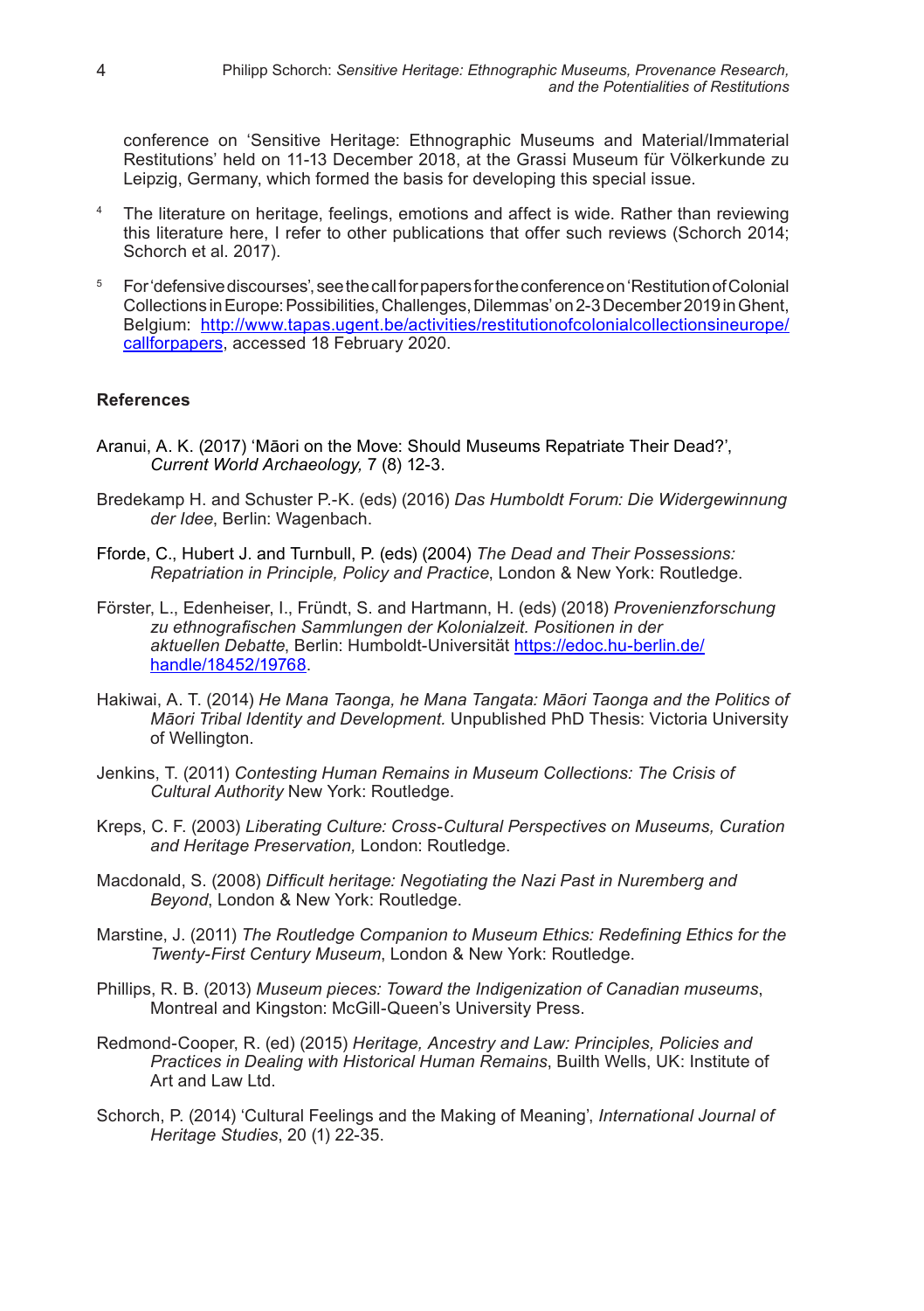conference on 'Sensitive Heritage: Ethnographic Museums and Material/Immaterial Restitutions' held on 11-13 December 2018, at the Grassi Museum für Völkerkunde zu Leipzig, Germany, which formed the basis for developing this special issue.

[4] The literature on heritage, feelings, emotions and affect is wide. Rather than reviewing this literature here, I refer to other publications that offer such reviews (Schorch 2014; Schorch et al. 2017).

[5] For 'defensive discourses', see the call for papers for the conference on 'Restitution of Colonial Collections in Europe: Possibilities, Challenges, Dilemmas' on 2-3 December 2019 in Ghent, Belgium: http://www.tapas.ugent.be/activities/restitutionofcolonialcollectionsineurope/callforpapers, accessed 18 February 2020.

### References

Aranui, A. K. (2017) 'Māori on the Move: Should Museums Repatriate Their Dead?', *Current World Archaeology,* 7 (8) 12-3.

Bredekamp H. and Schuster P.-K. (eds) (2016) *Das Humboldt Forum: Die Widergewinnung der Idee*, Berlin: Wagenbach.

Fforde, C., Hubert J. and Turnbull, P. (eds) (2004) *The Dead and Their Possessions: Repatriation in Principle, Policy and Practice*, London & New York: Routledge.

Förster, L., Edenheiser, I., Fründt, S. and Hartmann, H. (eds) (2018) *Provenienzforschung zu ethnografischen Sammlungen der Kolonialzeit. Positionen in der aktuellen Debatte*, Berlin: Humboldt-Universität https://edoc.hu-berlin.de/handle/18452/19768.

Hakiwai, A. T. (2014) *He Mana Taonga, he Mana Tangata: Māori Taonga and the Politics of Māori Tribal Identity and Development.* Unpublished PhD Thesis: Victoria University of Wellington.

Jenkins, T. (2011) *Contesting Human Remains in Museum Collections: The Crisis of Cultural Authority* New York: Routledge.

Kreps, C. F. (2003) *Liberating Culture: Cross-Cultural Perspectives on Museums, Curation and Heritage Preservation,* London: Routledge.

Macdonald, S. (2008) *Difficult heritage: Negotiating the Nazi Past in Nuremberg and Beyond*, London & New York: Routledge.

Marstine, J. (2011) *The Routledge Companion to Museum Ethics: Redefining Ethics for the Twenty-First Century Museum*, London & New York: Routledge.

Phillips, R. B. (2013) *Museum pieces: Toward the Indigenization of Canadian museums*, Montreal and Kingston: McGill-Queen's University Press.

Redmond-Cooper, R. (ed) (2015) *Heritage, Ancestry and Law: Principles, Policies and Practices in Dealing with Historical Human Remains*, Builth Wells, UK: Institute of Art and Law Ltd.

Schorch, P. (2014) 'Cultural Feelings and the Making of Meaning', *International Journal of Heritage Studies*, 20 (1) 22-35.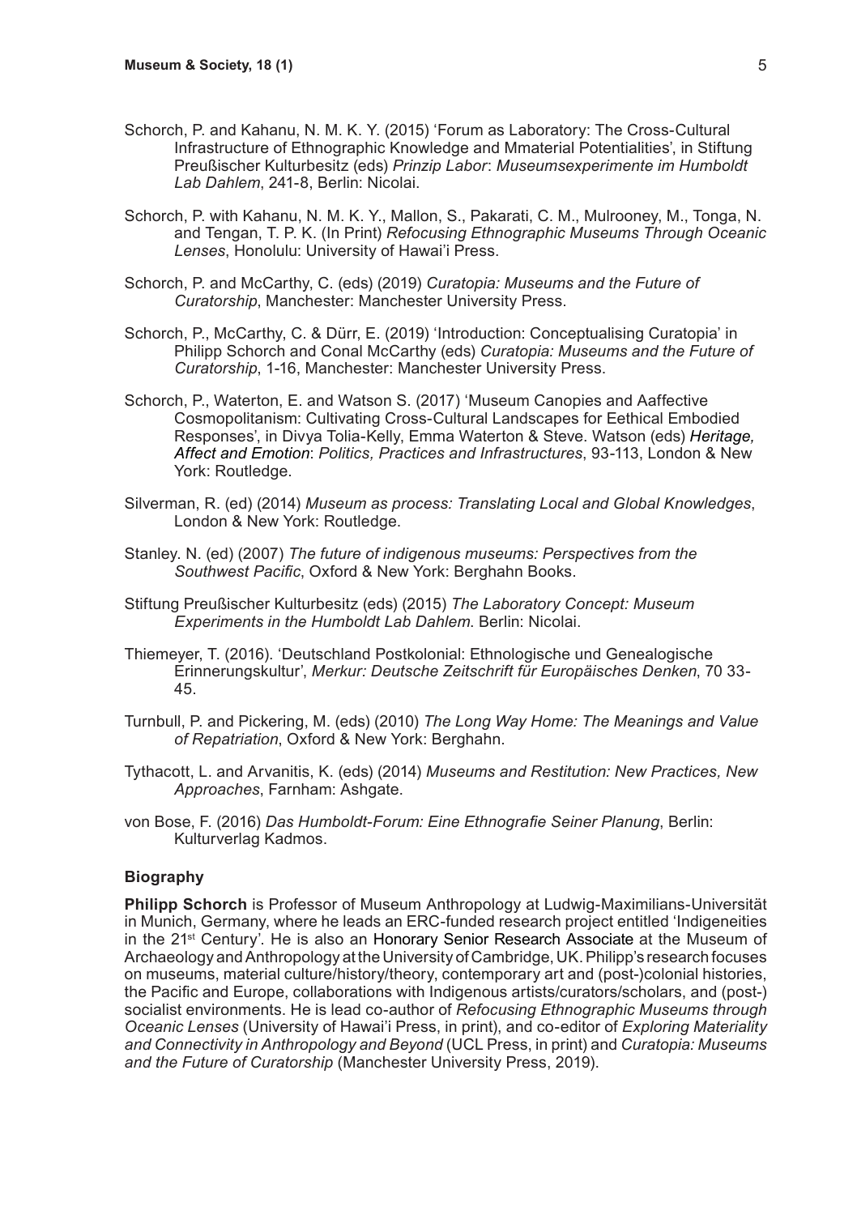Schorch, P. and Kahanu, N. M. K. Y. (2015) 'Forum as Laboratory: The Cross-Cultural Infrastructure of Ethnographic Knowledge and Mmaterial Potentialities', in Stiftung Preußischer Kulturbesitz (eds) *Prinzip Labor*: *Museumsexperimente im Humboldt Lab Dahlem*, 241-8, Berlin: Nicolai.

Schorch, P. with Kahanu, N. M. K. Y., Mallon, S., Pakarati, C. M., Mulrooney, M., Tonga, N. and Tengan, T. P. K. (In Print) *Refocusing Ethnographic Museums Through Oceanic Lenses*, Honolulu: University of Hawai'i Press.

Schorch, P. and McCarthy, C. (eds) (2019) *Curatopia: Museums and the Future of Curatorship*, Manchester: Manchester University Press.

Schorch, P., McCarthy, C. & Dürr, E. (2019) 'Introduction: Conceptualising Curatopia' in Philipp Schorch and Conal McCarthy (eds) *Curatopia: Museums and the Future of Curatorship*, 1-16, Manchester: Manchester University Press.

Schorch, P., Waterton, E. and Watson S. (2017) 'Museum Canopies and Aaffective Cosmopolitanism: Cultivating Cross-Cultural Landscapes for Eethical Embodied Responses', in Divya Tolia-Kelly, Emma Waterton & Steve. Watson (eds) *Heritage, Affect and Emotion*: *Politics, Practices and Infrastructures*, 93-113, London & New York: Routledge.

Silverman, R. (ed) (2014) *Museum as process: Translating Local and Global Knowledges*, London & New York: Routledge.

Stanley. N. (ed) (2007) *The future of indigenous museums: Perspectives from the Southwest Pacific*, Oxford & New York: Berghahn Books.

Stiftung Preußischer Kulturbesitz (eds) (2015) *The Laboratory Concept: Museum Experiments in the Humboldt Lab Dahlem*. Berlin: Nicolai.

Thiemeyer, T. (2016). 'Deutschland Postkolonial: Ethnologische und Genealogische Erinnerungskultur', *Merkur: Deutsche Zeitschrift für Europäisches Denken*, 70 33-45.

Turnbull, P. and Pickering, M. (eds) (2010) *The Long Way Home: The Meanings and Value of Repatriation*, Oxford & New York: Berghahn.

Tythacott, L. and Arvanitis, K. (eds) (2014) *Museums and Restitution: New Practices, New Approaches*, Farnham: Ashgate.

von Bose, F. (2016) *Das Humboldt-Forum: Eine Ethnografie Seiner Planung*, Berlin: Kulturverlag Kadmos.

## Biography

**Philipp Schorch** is Professor of Museum Anthropology at Ludwig-Maximilians-Universität in Munich, Germany, where he leads an ERC-funded research project entitled 'Indigeneities in the 21st Century'. He is also an Honorary Senior Research Associate at the Museum of Archaeology and Anthropology at the University of Cambridge, UK. Philipp's research focuses on museums, material culture/history/theory, contemporary art and (post-)colonial histories, the Pacific and Europe, collaborations with Indigenous artists/curators/scholars, and (post-) socialist environments. He is lead co-author of *Refocusing Ethnographic Museums through Oceanic Lenses* (University of Hawai'i Press, in print), and co-editor of *Exploring Materiality and Connectivity in Anthropology and Beyond* (UCL Press, in print) and *Curatopia: Museums and the Future of Curatorship* (Manchester University Press, 2019).